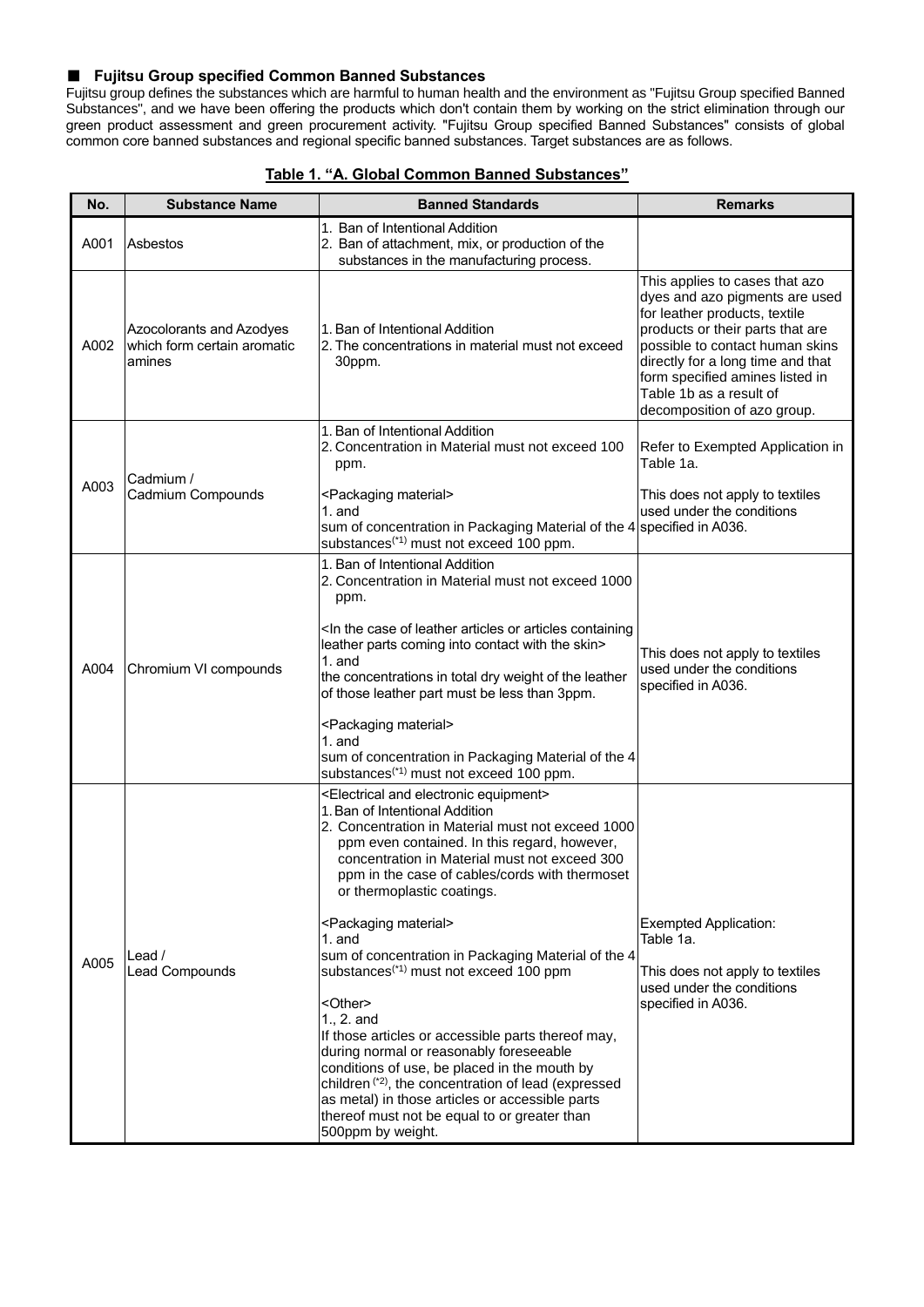## ■ Fujitsu Group specified Common Banned Substances

Fujitsu group defines the substances which are harmful to human health and the environment as "Fujitsu Group specified Banned Substances", and we have been offering the products which don't contain them by working on the strict elimination through our green product assessment and green procurement activity. "Fujitsu Group specified Banned Substances" consists of global common core banned substances and regional specific banned substances. Target substances are as follows.

**Table 1. "A. Global Common Banned Substances"**

| No. | Substance Name | Banned Standards | Remarks |
|---|---|---|---|
| A001 | Asbestos | 1. Ban of Intentional Addition<br>2. Ban of attachment, mix, or production of the substances in the manufacturing process. | |
| A002 | Azocolorants and Azodyes which form certain aromatic amines | 1. Ban of Intentional Addition<br>2. The concentrations in material must not exceed 30ppm. | This applies to cases that azo dyes and azo pigments are used for leather products, textile products or their parts that are possible to contact human skins directly for a long time and that form specified amines listed in Table 1b as a result of decomposition of azo group. |
| A003 | Cadmium / Cadmium Compounds | 1. Ban of Intentional Addition<br>2. Concentration in Material must not exceed 100 ppm.<br><br><Packaging material><br>1. and<br>sum of concentration in Packaging Material of the 4 substances[*1] must not exceed 100 ppm. | Refer to Exempted Application in Table 1a.<br><br>This does not apply to textiles used under the conditions specified in A036. |
| A004 | Chromium VI compounds | 1. Ban of Intentional Addition<br>2. Concentration in Material must not exceed 1000 ppm.<br><br><In the case of leather articles or articles containing leather parts coming into contact with the skin><br>1. and<br>the concentrations in total dry weight of the leather of those leather part must be less than 3ppm.<br><br><Packaging material><br>1. and<br>sum of concentration in Packaging Material of the 4 substances[*1] must not exceed 100 ppm. | This does not apply to textiles used under the conditions specified in A036. |
| A005 | Lead / Lead Compounds | <Electrical and electronic equipment><br>1. Ban of Intentional Addition<br>2. Concentration in Material must not exceed 1000 ppm even contained. In this regard, however, concentration in Material must not exceed 300 ppm in the case of cables/cords with thermoset or thermoplastic coatings.<br><br><Packaging material><br>1. and<br>sum of concentration in Packaging Material of the 4 substances[*1] must not exceed 100 ppm<br><br><Other><br>1., 2. and<br>If those articles or accessible parts thereof may, during normal or reasonably foreseeable conditions of use, be placed in the mouth by children [*2], the concentration of lead (expressed as metal) in those articles or accessible parts thereof must not be equal to or greater than 500ppm by weight. | Exempted Application: Table 1a.<br><br>This does not apply to textiles used under the conditions specified in A036. |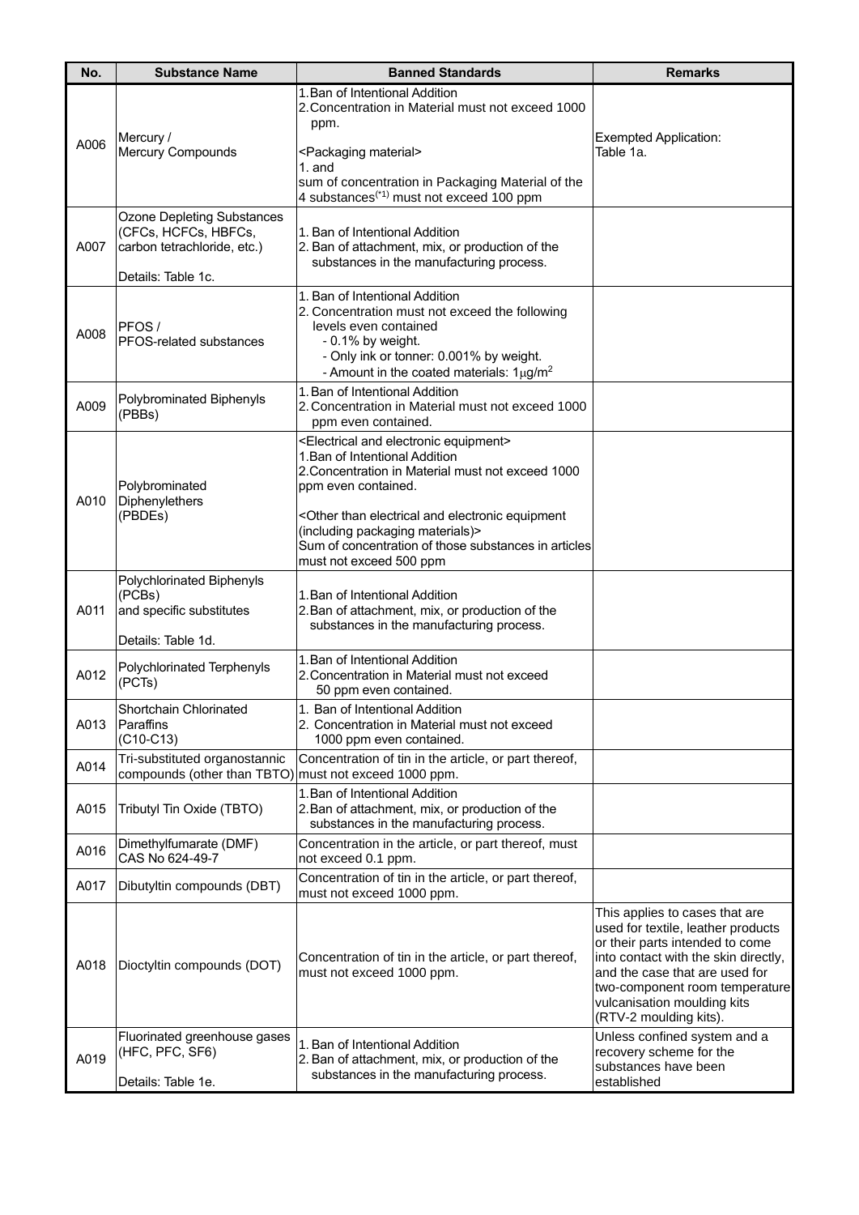| No. | Substance Name | Banned Standards | Remarks |
| --- | --- | --- | --- |
| A006 | Mercury / Mercury Compounds | 1.Ban of Intentional Addition<br>2.Concentration in Material must not exceed 1000 ppm.<br><br><Packaging material><br>1. and<br>sum of concentration in Packaging Material of the 4 substances(*1) must not exceed 100 ppm | Exempted Application: Table 1a. |
| A007 | Ozone Depleting Substances (CFCs, HCFCs, HBFCs, carbon tetrachloride, etc.)<br><br>Details: Table 1c. | 1. Ban of Intentional Addition<br>2. Ban of attachment, mix, or production of the substances in the manufacturing process. | |
| A008 | PFOS / PFOS-related substances | 1. Ban of Intentional Addition<br>2. Concentration must not exceed the following levels even contained<br>- 0.1% by weight.<br>- Only ink or tonner: 0.001% by weight.<br>- Amount in the coated materials: $1\mu g/m^2$ | |
| A009 | Polybrominated Biphenyls (PBBs) | 1.Ban of Intentional Addition<br>2.Concentration in Material must not exceed 1000 ppm even contained. | |
| A010 | Polybrominated Diphenylethers (PBDEs) | <Electrical and electronic equipment><br>1.Ban of Intentional Addition<br>2.Concentration in Material must not exceed 1000 ppm even contained.<br><br><Other than electrical and electronic equipment (including packaging materials)><br>Sum of concentration of those substances in articles must not exceed 500 ppm | |
| A011 | Polychlorinated Biphenyls (PCBs) and specific substitutes<br><br>Details: Table 1d. | 1.Ban of Intentional Addition<br>2.Ban of attachment, mix, or production of the substances in the manufacturing process. | |
| A012 | Polychlorinated Terphenyls (PCTs) | 1.Ban of Intentional Addition<br>2.Concentration in Material must not exceed 50 ppm even contained. | |
| A013 | Shortchain Chlorinated Paraffins (C10-C13) | 1. Ban of Intentional Addition<br>2. Concentration in Material must not exceed 1000 ppm even contained. | |
| A014 | Tri-substituted organostannic compounds (other than TBTO) | Concentration of tin in the article, or part thereof, must not exceed 1000 ppm. | |
| A015 | Tributyl Tin Oxide (TBTO) | 1.Ban of Intentional Addition<br>2.Ban of attachment, mix, or production of the substances in the manufacturing process. | |
| A016 | Dimethylfumarate (DMF) CAS No 624-49-7 | Concentration in the article, or part thereof, must not exceed 0.1 ppm. | |
| A017 | Dibutyltin compounds (DBT) | Concentration of tin in the article, or part thereof, must not exceed 1000 ppm. | |
| A018 | Dioctyltin compounds (DOT) | Concentration of tin in the article, or part thereof, must not exceed 1000 ppm. | This applies to cases that are used for textile, leather products or their parts intended to come into contact with the skin directly, and the case that are used for two-component room temperature vulcanisation moulding kits (RTV-2 moulding kits). |
| A019 | Fluorinated greenhouse gases (HFC, PFC, SF6)<br><br>Details: Table 1e. | 1. Ban of Intentional Addition<br>2. Ban of attachment, mix, or production of the substances in the manufacturing process. | Unless confined system and a recovery scheme for the substances have been established |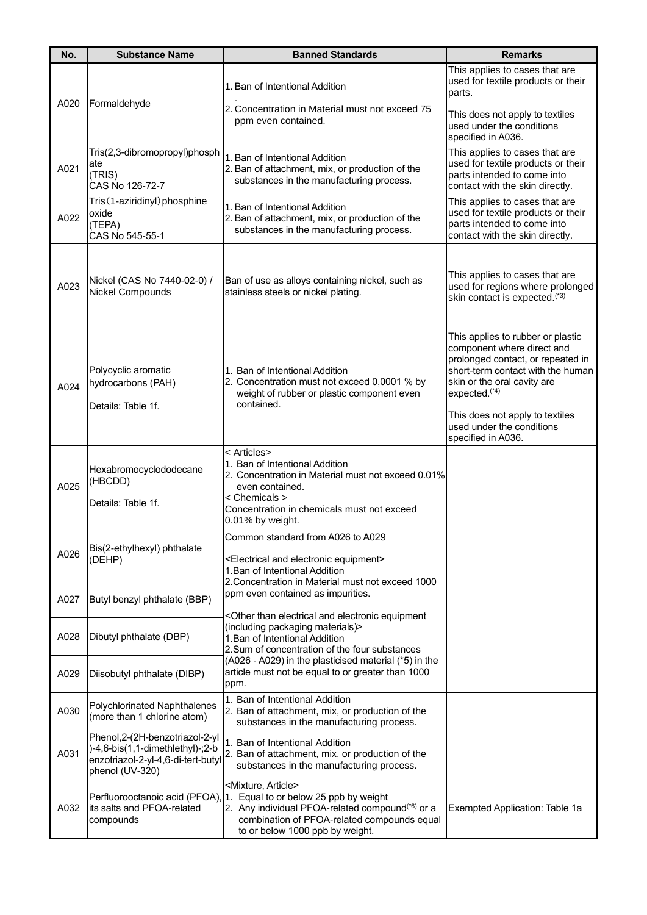| No. | Substance Name | Banned Standards | Remarks |
|---|---|---|---|
| A020 | Formaldehyde | 1. Ban of Intentional Addition<br>.<br>2. Concentration in Material must not exceed 75 ppm even contained. | This applies to cases that are used for textile products or their parts.<br><br>This does not apply to textiles used under the conditions specified in A036. |
| A021 | Tris(2,3-dibromopropyl)phosphate<br>(TRIS)<br>CAS No 126-72-7 | 1. Ban of Intentional Addition<br>2. Ban of attachment, mix, or production of the substances in the manufacturing process. | This applies to cases that are used for textile products or their parts intended to come into contact with the skin directly. |
| A022 | Tris（1-aziridinyl）phosphine oxide<br>(TEPA)<br>CAS No 545-55-1 | 1. Ban of Intentional Addition<br>2. Ban of attachment, mix, or production of the substances in the manufacturing process. | This applies to cases that are used for textile products or their parts intended to come into contact with the skin directly. |
| A023 | Nickel (CAS No 7440-02-0) / Nickel Compounds | Ban of use as alloys containing nickel, such as stainless steels or nickel plating. | This applies to cases that are used for regions where prolonged skin contact is expected.(*3) |
| A024 | Polycyclic aromatic hydrocarbons (PAH)<br><br>Details: Table 1f. | 1. Ban of Intentional Addition<br>2. Concentration must not exceed 0,0001 % by weight of rubber or plastic component even contained. | This applies to rubber or plastic component where direct and prolonged contact, or repeated in short-term contact with the human skin or the oral cavity are expected.(*4)<br><br>This does not apply to textiles used under the conditions specified in A036. |
| A025 | Hexabromocyclododecane (HBCDD)<br><br>Details: Table 1f. | < Articles><br>1. Ban of Intentional Addition<br>2. Concentration in Material must not exceed 0.01% even contained.<br>< Chemicals ><br>Concentration in chemicals must not exceed 0.01% by weight. | |
| A026 | Bis(2-ethylhexyl) phthalate (DEHP) | Common standard from A026 to A029<br><br><Electrical and electronic equipment><br>1.Ban of Intentional Addition<br>2.Concentration in Material must not exceed 1000 ppm even contained as impurities.<br><br><Other than electrical and electronic equipment (including packaging materials)><br>1.Ban of Intentional Addition<br>2.Sum of concentration of the four substances (A026 - A029) in the plasticised material (*5) in the article must not be equal to or greater than 1000 ppm. | |
| A027 | Butyl benzyl phthalate (BBP) | | |
| A028 | Dibutyl phthalate (DBP) | | |
| A029 | Diisobutyl phthalate (DIBP) | | |
| A030 | Polychlorinated Naphthalenes (more than 1 chlorine atom) | 1. Ban of Intentional Addition<br>2. Ban of attachment, mix, or production of the substances in the manufacturing process. | |
| A031 | Phenol,2-(2H-benzotriazol-2-yl)-4,6-bis(1,1-dimethlethyl)-;2-benzotriazol-2-yl-4,6-di-tert-butylphenol (UV-320) | 1. Ban of Intentional Addition<br>2. Ban of attachment, mix, or production of the substances in the manufacturing process. | |
| A032 | Perfluorooctanoic acid (PFOA), its salts and PFOA-related compounds | <Mixture, Article><br>1. Equal to or below 25 ppb by weight<br>2. Any individual PFOA-related compound(*6) or a combination of PFOA-related compounds equal to or below 1000 ppb by weight. | Exempted Application: Table 1a |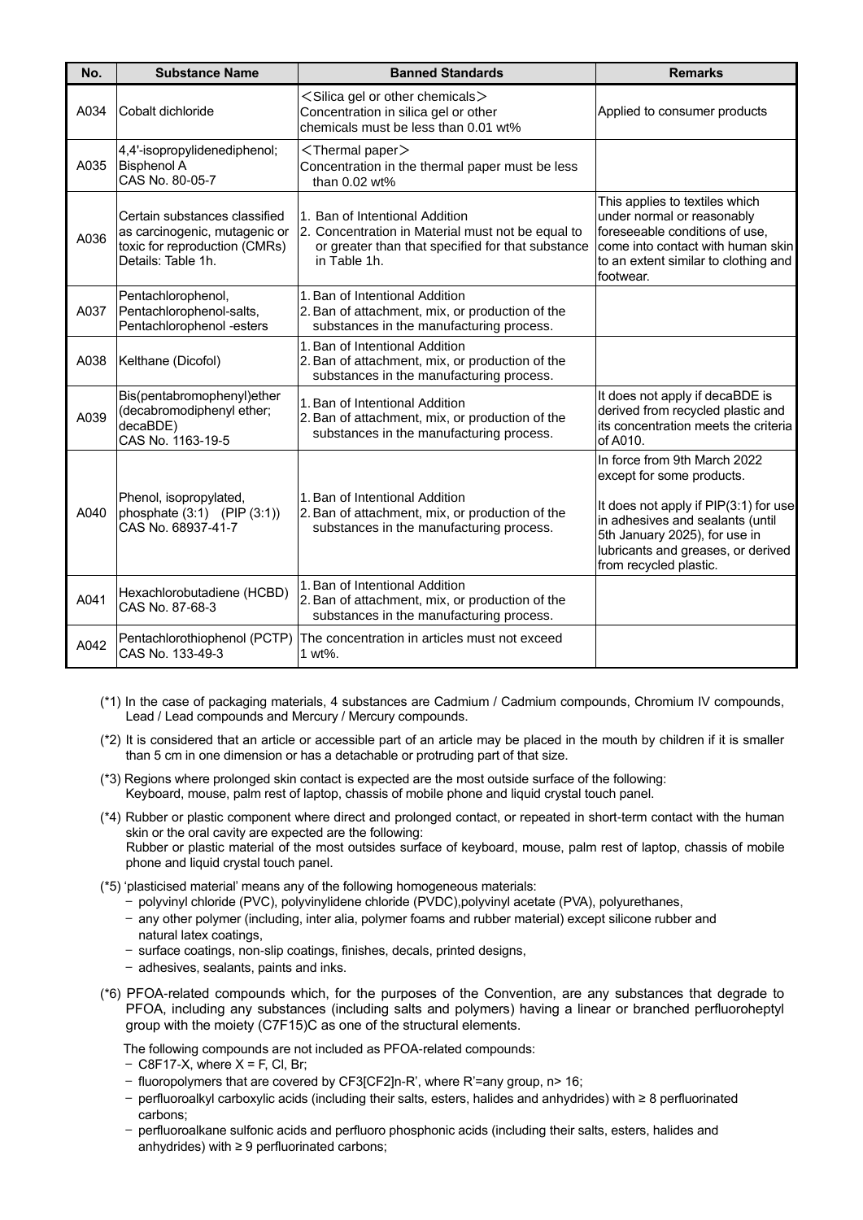| No. | Substance Name | Banned Standards | Remarks |
|---|---|---|---|
| A034 | Cobalt dichloride | ＜Silica gel or other chemicals＞ Concentration in silica gel or other chemicals must be less than 0.01 wt% | Applied to consumer products |
| A035 | 4,4'-isopropylidenediphenol; Bisphenol A CAS No. 80-05-7 | ＜Thermal paper＞ Concentration in the thermal paper must be less than 0.02 wt% | |
| A036 | Certain substances classified as carcinogenic, mutagenic or toxic for reproduction (CMRs) Details: Table 1h. | 1. Ban of Intentional Addition 2. Concentration in Material must not be equal to or greater than that specified for that substance in Table 1h. | This applies to textiles which under normal or reasonably foreseeable conditions of use, come into contact with human skin to an extent similar to clothing and footwear. |
| A037 | Pentachlorophenol, Pentachlorophenol-salts, Pentachlorophenol -esters | 1. Ban of Intentional Addition 2. Ban of attachment, mix, or production of the substances in the manufacturing process. | |
| A038 | Kelthane (Dicofol) | 1. Ban of Intentional Addition 2. Ban of attachment, mix, or production of the substances in the manufacturing process. | |
| A039 | Bis(pentabromophenyl)ether (decabromodiphenyl ether; decaBDE) CAS No. 1163-19-5 | 1. Ban of Intentional Addition 2. Ban of attachment, mix, or production of the substances in the manufacturing process. | It does not apply if decaBDE is derived from recycled plastic and its concentration meets the criteria of A010. |
| A040 | Phenol, isopropylated, phosphate (3:1) (PIP (3:1)) CAS No. 68937-41-7 | 1. Ban of Intentional Addition 2. Ban of attachment, mix, or production of the substances in the manufacturing process. | In force from 9th March 2022 except for some products. It does not apply if PIP(3:1) for use in adhesives and sealants (until 5th January 2025), for use in lubricants and greases, or derived from recycled plastic. |
| A041 | Hexachlorobutadiene (HCBD) CAS No. 87-68-3 | 1. Ban of Intentional Addition 2. Ban of attachment, mix, or production of the substances in the manufacturing process. | |
| A042 | Pentachlorothiophenol (PCTP) CAS No. 133-49-3 | The concentration in articles must not exceed 1 wt%. | |

(*1) In the case of packaging materials, 4 substances are Cadmium / Cadmium compounds, Chromium IV compounds, Lead / Lead compounds and Mercury / Mercury compounds.

(*2) It is considered that an article or accessible part of an article may be placed in the mouth by children if it is smaller than 5 cm in one dimension or has a detachable or protruding part of that size.

(*3) Regions where prolonged skin contact is expected are the most outside surface of the following:
Keyboard, mouse, palm rest of laptop, chassis of mobile phone and liquid crystal touch panel.

(*4) Rubber or plastic component where direct and prolonged contact, or repeated in short-term contact with the human skin or the oral cavity are expected are the following:
Rubber or plastic material of the most outsides surface of keyboard, mouse, palm rest of laptop, chassis of mobile phone and liquid crystal touch panel.

(*5) 'plasticised material' means any of the following homogeneous materials:
- polyvinyl chloride (PVC), polyvinylidene chloride (PVDC),polyvinyl acetate (PVA), polyurethanes,
- any other polymer (including, inter alia, polymer foams and rubber material) except silicone rubber and natural latex coatings,
- surface coatings, non-slip coatings, finishes, decals, printed designs,
- adhesives, sealants, paints and inks.

(*6) PFOA-related compounds which, for the purposes of the Convention, are any substances that degrade to PFOA, including any substances (including salts and polymers) having a linear or branched perfluoroheptyl group with the moiety ($C_7F_{15}$)C as one of the structural elements.

The following compounds are not included as PFOA-related compounds:
- $C_8F_{17}$-X, where X = F, Cl, Br;
- fluoropolymers that are covered by $CF_3[CF_2]_n$-R', where R'=any group, n> 16;
- perfluoroalkyl carboxylic acids (including their salts, esters, halides and anhydrides) with ≥ 8 perfluorinated carbons;
- perfluoroalkane sulfonic acids and perfluoro phosphonic acids (including their salts, esters, halides and anhydrides) with ≥ 9 perfluorinated carbons;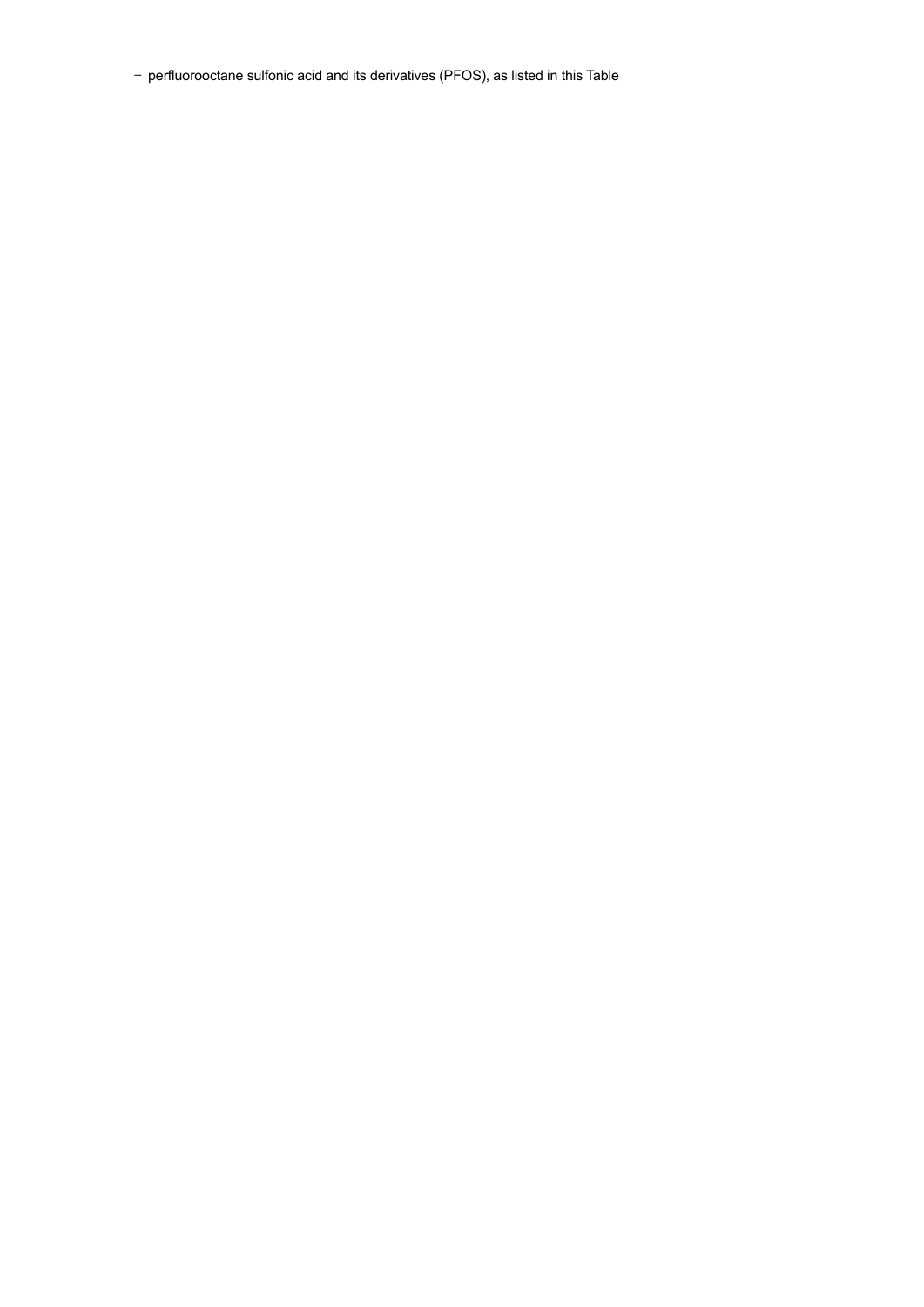- perfluorooctane sulfonic acid and its derivatives (PFOS), as listed in this Table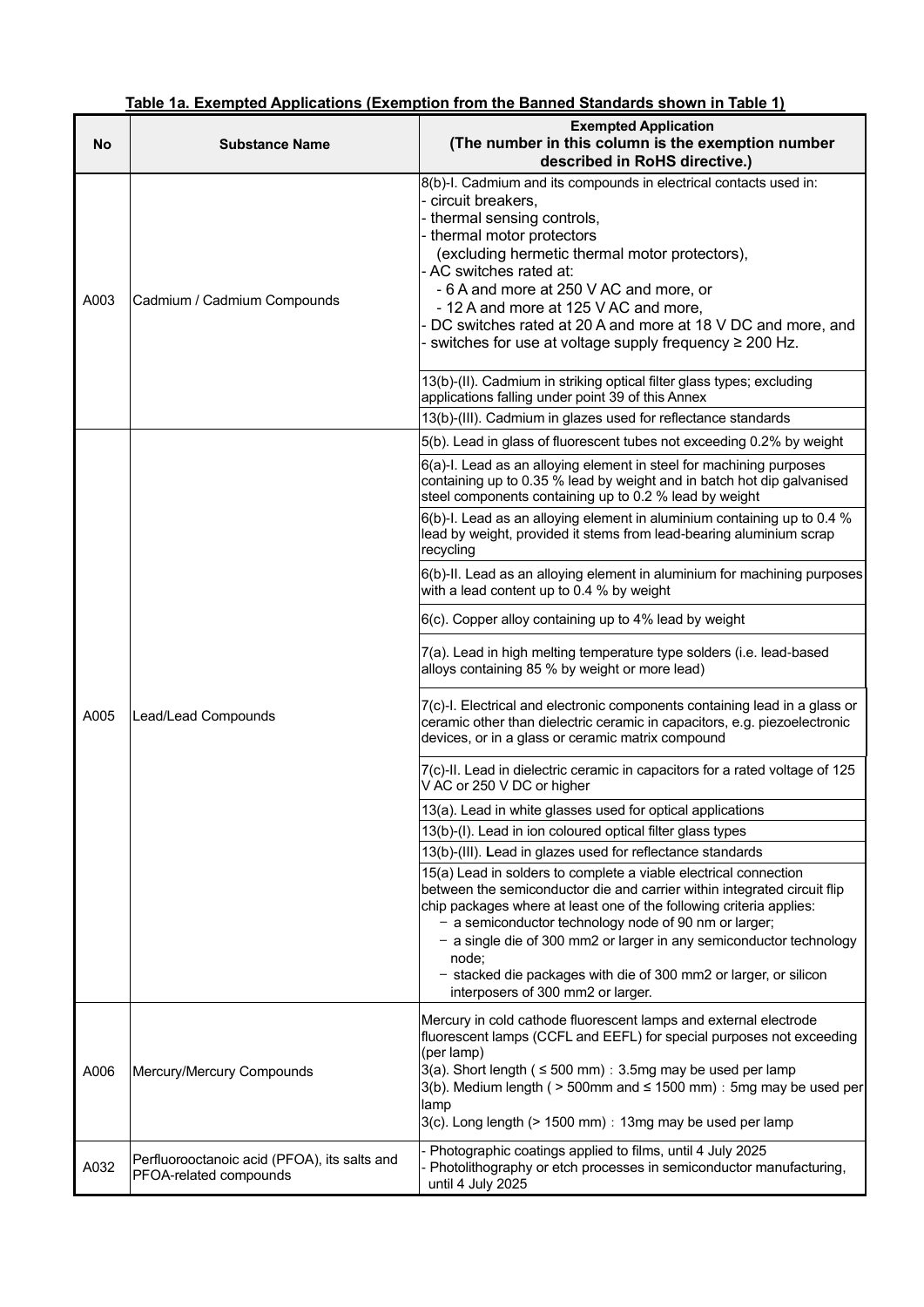**Table 1a. Exempted Applications (Exemption from the Banned Standards shown in Table 1)**

| No | Substance Name | Exempted Application (The number in this column is the exemption number described in RoHS directive.) |
|---|---|---|
| A003 | Cadmium / Cadmium Compounds | 8(b)-I. Cadmium and its compounds in electrical contacts used in:<br>- circuit breakers,<br>- thermal sensing controls,<br>- thermal motor protectors (excluding hermetic thermal motor protectors),<br>- AC switches rated at:<br>  - 6 A and more at 250 V AC and more, or<br>  - 12 A and more at 125 V AC and more,<br>- DC switches rated at 20 A and more at 18 V DC and more, and<br>- switches for use at voltage supply frequency ≥ 200 Hz. |
| | | 13(b)-(II). Cadmium in striking optical filter glass types; excluding applications falling under point 39 of this Annex |
| | | 13(b)-(III). Cadmium in glazes used for reflectance standards |
| A005 | Lead/Lead Compounds | 5(b). Lead in glass of fluorescent tubes not exceeding 0.2% by weight |
| | | 6(a)-I. Lead as an alloying element in steel for machining purposes containing up to 0.35 % lead by weight and in batch hot dip galvanised steel components containing up to 0.2 % lead by weight |
| | | 6(b)-I. Lead as an alloying element in aluminium containing up to 0.4 % lead by weight, provided it stems from lead-bearing aluminium scrap recycling |
| | | 6(b)-II. Lead as an alloying element in aluminium for machining purposes with a lead content up to 0.4 % by weight |
| | | 6(c). Copper alloy containing up to 4% lead by weight |
| | | 7(a). Lead in high melting temperature type solders (i.e. lead-based alloys containing 85 % by weight or more lead) |
| | | 7(c)-I. Electrical and electronic components containing lead in a glass or ceramic other than dielectric ceramic in capacitors, e.g. piezoelectronic devices, or in a glass or ceramic matrix compound |
| | | 7(c)-II. Lead in dielectric ceramic in capacitors for a rated voltage of 125 V AC or 250 V DC or higher |
| | | 13(a). Lead in white glasses used for optical applications |
| | | 13(b)-(I). Lead in ion coloured optical filter glass types |
| | | 13(b)-(III). **L**ead in glazes used for reflectance standards |
| | | 15(a) Lead in solders to complete a viable electrical connection between the semiconductor die and carrier within integrated circuit flip chip packages where at least one of the following criteria applies:<br>− a semiconductor technology node of 90 nm or larger;<br>− a single die of 300 mm2 or larger in any semiconductor technology node;<br>− stacked die packages with die of 300 mm2 or larger, or silicon interposers of 300 mm2 or larger. |
| A006 | Mercury/Mercury Compounds | Mercury in cold cathode fluorescent lamps and external electrode fluorescent lamps (CCFL and EEFL) for special purposes not exceeding (per lamp)<br>3(a). Short length ( ≤ 500 mm)：3.5mg may be used per lamp<br>3(b). Medium length ( > 500mm and ≤ 1500 mm)：5mg may be used per lamp<br>3(c). Long length (> 1500 mm)：13mg may be used per lamp |
| A032 | Perfluorooctanoic acid (PFOA), its salts and PFOA-related compounds | - Photographic coatings applied to films, until 4 July 2025<br>- Photolithography or etch processes in semiconductor manufacturing, until 4 July 2025 |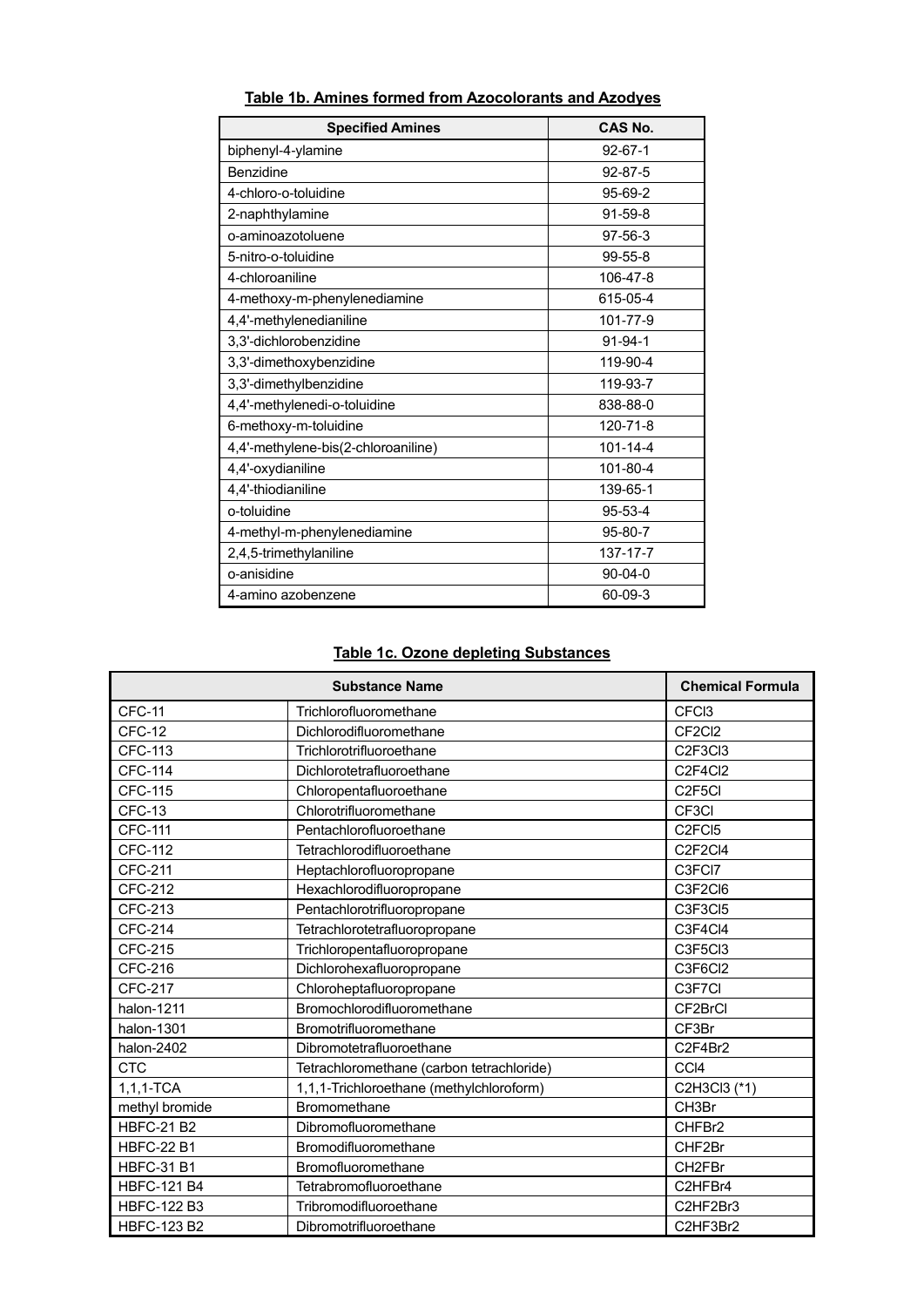**Table 1b. Amines formed from Azocolorants and Azodyes**

| Specified Amines | CAS No. |
|---|---|
| biphenyl-4-ylamine | 92-67-1 |
| Benzidine | 92-87-5 |
| 4-chloro-o-toluidine | 95-69-2 |
| 2-naphthylamine | 91-59-8 |
| o-aminoazotoluene | 97-56-3 |
| 5-nitro-o-toluidine | 99-55-8 |
| 4-chloroaniline | 106-47-8 |
| 4-methoxy-m-phenylenediamine | 615-05-4 |
| 4,4'-methylenedianiline | 101-77-9 |
| 3,3'-dichlorobenzidine | 91-94-1 |
| 3,3'-dimethoxybenzidine | 119-90-4 |
| 3,3'-dimethylbenzidine | 119-93-7 |
| 4,4'-methylenedi-o-toluidine | 838-88-0 |
| 6-methoxy-m-toluidine | 120-71-8 |
| 4,4'-methylene-bis(2-chloroaniline) | 101-14-4 |
| 4,4'-oxydianiline | 101-80-4 |
| 4,4'-thiodianiline | 139-65-1 |
| o-toluidine | 95-53-4 |
| 4-methyl-m-phenylenediamine | 95-80-7 |
| 2,4,5-trimethylaniline | 137-17-7 |
| o-anisidine | 90-04-0 |
| 4-amino azobenzene | 60-09-3 |

**Table 1c. Ozone depleting Substances**

| Substance Name | | Chemical Formula |
|---|---|---|
| CFC-11 | Trichlorofluoromethane | $CFCl_3$ |
| CFC-12 | Dichlorodifluoromethane | $CF_2Cl_2$ |
| CFC-113 | Trichlorotrifluoroethane | $C_2F_3Cl_3$ |
| CFC-114 | Dichlorotetrafluoroethane | $C_2F_4Cl_2$ |
| CFC-115 | Chloropentafluoroethane | $C_2F_5Cl$ |
| CFC-13 | Chlorotrifluoromethane | $CF_3Cl$ |
| CFC-111 | Pentachlorofluoroethane | $C_2FCl_5$ |
| CFC-112 | Tetrachlorodifluoroethane | $C_2F_2Cl_4$ |
| CFC-211 | Heptachlorofluoropropane | $C_3FCl_7$ |
| CFC-212 | Hexachlorodifluoropropane | $C_3F_2Cl_6$ |
| CFC-213 | Pentachlorotrifluoropropane | $C_3F_3Cl_5$ |
| CFC-214 | Tetrachlorotetrafluoropropane | $C_3F_4Cl_4$ |
| CFC-215 | Trichloropentafluoropropane | $C_3F_5Cl_3$ |
| CFC-216 | Dichlorohexafluoropropane | $C_3F_6Cl_2$ |
| CFC-217 | Chloroheptafluoropropane | $C_3F_7Cl$ |
| halon-1211 | Bromochlorodifluoromethane | $CF_2BrCl$ |
| halon-1301 | Bromotrifluoromethane | $CF_3Br$ |
| halon-2402 | Dibromotetrafluoroethane | $C_2F_4Br_2$ |
| CTC | Tetrachloromethane (carbon tetrachloride) | $CCl_4$ |
| 1,1,1-TCA | 1,1,1-Trichloroethane (methylchloroform) | $C_2H_3Cl_3$ (*1) |
| methyl bromide | Bromomethane | $CH_3Br$ |
| HBFC-21 B2 | Dibromofluoromethane | $CHFBr_2$ |
| HBFC-22 B1 | Bromodifluoromethane | $CHF_2Br$ |
| HBFC-31 B1 | Bromofluoromethane | $CH_2FBr$ |
| HBFC-121 B4 | Tetrabromofluoroethane | $C_2HFBr_4$ |
| HBFC-122 B3 | Tribromodifluoroethane | $C_2HF_2Br_3$ |
| HBFC-123 B2 | Dibromotrifluoroethane | $C_2HF_3Br_2$ |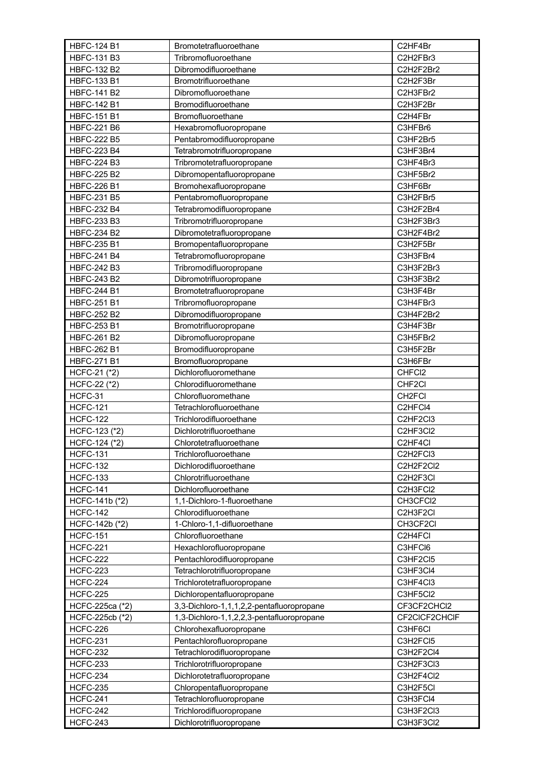| HBFC-124 B1 | Bromotetrafluoroethane | C2HF4Br |
|---|---|---|
| HBFC-131 B3 | Tribromofluoroethane | C2H2FBr3 |
| HBFC-132 B2 | Dibromodifluoroethane | C2H2F2Br2 |
| HBFC-133 B1 | Bromotrifluoroethane | C2H2F3Br |
| HBFC-141 B2 | Dibromofluoroethane | C2H3FBr2 |
| HBFC-142 B1 | Bromodifluoroethane | C2H3F2Br |
| HBFC-151 B1 | Bromofluoroethane | C2H4FBr |
| HBFC-221 B6 | Hexabromofluoropropane | C3HFBr6 |
| HBFC-222 B5 | Pentabromodifluoropropane | C3HF2Br5 |
| HBFC-223 B4 | Tetrabromotrifluoropropane | C3HF3Br4 |
| HBFC-224 B3 | Tribromotetrafluoropropane | C3HF4Br3 |
| HBFC-225 B2 | Dibromopentafluoropropane | C3HF5Br2 |
| HBFC-226 B1 | Bromohexafluoropropane | C3HF6Br |
| HBFC-231 B5 | Pentabromofluoropropane | C3H2FBr5 |
| HBFC-232 B4 | Tetrabromodifluoropropane | C3H2F2Br4 |
| HBFC-233 B3 | Tribromotrifluoropropane | C3H2F3Br3 |
| HBFC-234 B2 | Dibromotetrafluoropropane | C3H2F4Br2 |
| HBFC-235 B1 | Bromopentafluoropropane | C3H2F5Br |
| HBFC-241 B4 | Tetrabromofluoropropane | C3H3FBr4 |
| HBFC-242 B3 | Tribromodifluoropropane | C3H3F2Br3 |
| HBFC-243 B2 | Dibromotrifluoropropane | C3H3F3Br2 |
| HBFC-244 B1 | Bromotetrafluoropropane | C3H3F4Br |
| HBFC-251 B1 | Tribromofluoropropane | C3H4FBr3 |
| HBFC-252 B2 | Dibromodifluoropropane | C3H4F2Br2 |
| HBFC-253 B1 | Bromotrifluoropropane | C3H4F3Br |
| HBFC-261 B2 | Dibromofluoropropane | C3H5FBr2 |
| HBFC-262 B1 | Bromodifluoropropane | C3H5F2Br |
| HBFC-271 B1 | Bromofluoropropane | C3H6FBr |
| HCFC-21 (*2) | Dichlorofluoromethane | CHFCl2 |
| HCFC-22 (*2) | Chlorodifluoromethane | CHF2Cl |
| HCFC-31 | Chlorofluoromethane | CH2FCl |
| HCFC-121 | Tetrachlorofluoroethane | C2HFCl4 |
| HCFC-122 | Trichlorodifluoroethane | C2HF2Cl3 |
| HCFC-123 (*2) | Dichlorotrifluoroethane | C2HF3Cl2 |
| HCFC-124 (*2) | Chlorotetrafluoroethane | C2HF4Cl |
| HCFC-131 | Trichlorofluoroethane | C2H2FCl3 |
| HCFC-132 | Dichlorodifluoroethane | C2H2F2Cl2 |
| HCFC-133 | Chlorotrifluoroethane | C2H2F3Cl |
| HCFC-141 | Dichlorofluoroethane | C2H3FCl2 |
| HCFC-141b (*2) | 1,1-Dichloro-1-fluoroethane | CH3CFCl2 |
| HCFC-142 | Chlorodifluoroethane | C2H3F2Cl |
| HCFC-142b (*2) | 1-Chloro-1,1-difluoroethane | CH3CF2Cl |
| HCFC-151 | Chlorofluoroethane | C2H4FCl |
| HCFC-221 | Hexachlorofluoropropane | C3HFCl6 |
| HCFC-222 | Pentachlorodifluoropropane | C3HF2Cl5 |
| HCFC-223 | Tetrachlorotrifluoropropane | C3HF3Cl4 |
| HCFC-224 | Trichlorotetrafluoropropane | C3HF4Cl3 |
| HCFC-225 | Dichloropentafluoropropane | C3HF5Cl2 |
| HCFC-225ca (*2) | 3,3-Dichloro-1,1,1,2,2-pentafluoropropane | CF3CF2CHCl2 |
| HCFC-225cb (*2) | 1,3-Dichloro-1,1,2,2,3-pentafluoropropane | CF2ClCF2CHClF |
| HCFC-226 | Chlorohexafluoropropane | C3HF6Cl |
| HCFC-231 | Pentachlorofluoropropane | C3H2FCl5 |
| HCFC-232 | Tetrachlorodifluoropropane | C3H2F2Cl4 |
| HCFC-233 | Trichlorotrifluoropropane | C3H2F3Cl3 |
| HCFC-234 | Dichlorotetrafluoropropane | C3H2F4Cl2 |
| HCFC-235 | Chloropentafluoropropane | C3H2F5Cl |
| HCFC-241 | Tetrachlorofluoropropane | C3H3FCl4 |
| HCFC-242 | Trichlorodifluoropropane | C3H3F2Cl3 |
| HCFC-243 | Dichlorotrifluoropropane | C3H3F3Cl2 |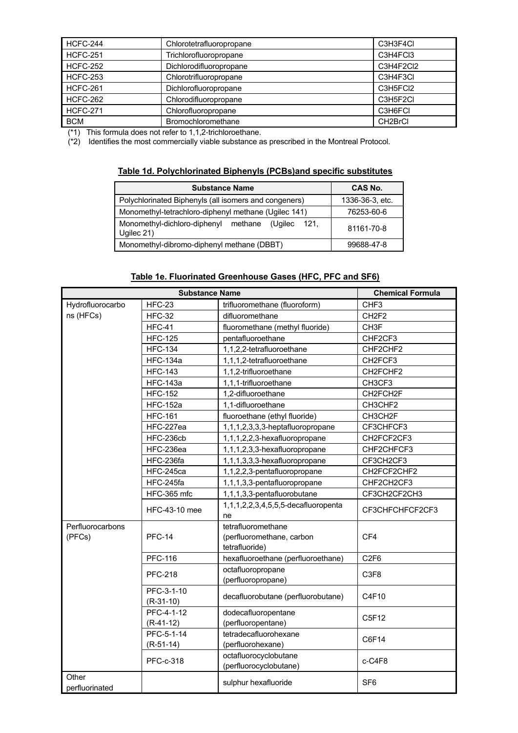| HCFC-244 | Chlorotetrafluoropropane | $C_3H_3F_4Cl$ |
|---|---|---|
| HCFC-251 | Trichlorofluoropropane | $C_3H_4FCl_3$ |
| HCFC-252 | Dichlorodifluoropropane | $C_3H_4F_2Cl_2$ |
| HCFC-253 | Chlorotrifluoropropane | $C_3H_4F_3Cl$ |
| HCFC-261 | Dichlorofluoropropane | $C_3H_5FCl_2$ |
| HCFC-262 | Chlorodifluoropropane | $C_3H_5F_2Cl$ |
| HCFC-271 | Chlorofluoropropane | $C_3H_6FCl$ |
| BCM | Bromochloromethane | $CH_2BrCl$ |

(*1) This formula does not refer to 1,1,2-trichloroethane.

(*2) Identifies the most commercially viable substance as prescribed in the Montreal Protocol.

### Table 1d. Polychlorinated Biphenyls (PCBs)and specific substitutes

| Substance Name | CAS No. |
|---|---|
| Polychlorinated Biphenyls (all isomers and congeners) | 1336-36-3, etc. |
| Monomethyl-tetrachloro-diphenyl methane (Ugilec 141) | 76253-60-6 |
| Monomethyl-dichloro-diphenyl methane (Ugilec 121, Ugilec 21) | 81161-70-8 |
| Monomethyl-dibromo-diphenyl methane (DBBT) | 99688-47-8 |

### Table 1e. Fluorinated Greenhouse Gases (HFC, PFC and SF6)

| Substance Name | | | Chemical Formula |
|---|---|---|---|
| Hydrofluorocarbons (HFCs) | HFC-23 | trifluoromethane (fluoroform) | $CHF_3$ |
| | HFC-32 | difluoromethane | $CH_2F_2$ |
| | HFC-41 | fluoromethane (methyl fluoride) | $CH_3F$ |
| | HFC-125 | pentafluoroethane | $CHF_2CF_3$ |
| | HFC-134 | 1,1,2,2-tetrafluoroethane | $CHF_2CHF_2$ |
| | HFC-134a | 1,1,1,2-tetrafluoroethane | $CH_2FCF_3$ |
| | HFC-143 | 1,1,2-trifluoroethane | $CH_2FCHF_2$ |
| | HFC-143a | 1,1,1-trifluoroethane | $CH_3CF_3$ |
| | HFC-152 | 1,2-difluoroethane | $CH_2FCH_2F$ |
| | HFC-152a | 1,1-difluoroethane | $CH_3CHF_2$ |
| | HFC-161 | fluoroethane (ethyl fluoride) | $CH_3CH_2F$ |
| | HFC-227ea | 1,1,1,2,3,3,3-heptafluoropropane | $CF_3CHFCF_3$ |
| | HFC-236cb | 1,1,1,2,2,3-hexafluoropropane | $CH_2FCF_2CF_3$ |
| | HFC-236ea | 1,1,1,2,3,3-hexafluoropropane | $CHF_2CHFCF_3$ |
| | HFC-236fa | 1,1,1,3,3,3-hexafluoropropane | $CF_3CH_2CF_3$ |
| | HFC-245ca | 1,1,2,2,3-pentafluoropropane | $CH_2FCF_2CHF_2$ |
| | HFC-245fa | 1,1,1,3,3-pentafluoropropane | $CHF_2CH_2CF_3$ |
| | HFC-365 mfc | 1,1,1,3,3-pentafluorobutane | $CF_3CH_2CF_2CH_3$ |
| | HFC-43-10 mee | 1,1,1,2,2,3,4,5,5,5-decafluoropentane | $CF_3CHFCHFCF_2CF_3$ |
| Perfluorocarbons (PFCs) | PFC-14 | tetrafluoromethane (perfluoromethane, carbon tetrafluoride) | $CF_4$ |
| | PFC-116 | hexafluoroethane (perfluoroethane) | $C_2F_6$ |
| | PFC-218 | octafluoropropane (perfluoropropane) | $C_3F_8$ |
| | PFC-3-1-10 (R-31-10) | decafluorobutane (perfluorobutane) | $C_4F_{10}$ |
| | PFC-4-1-12 (R-41-12) | dodecafluoropentane (perfluoropentane) | $C_5F_{12}$ |
| | PFC-5-1-14 (R-51-14) | tetradecafluorohexane (perfluorohexane) | $C_6F_{14}$ |
| | PFC-c-318 | octafluorocyclobutane (perfluorocyclobutane) | $c\text{-}C_4F_8$ |
| Other perfluorinated | | sulphur hexafluoride | $SF_6$ |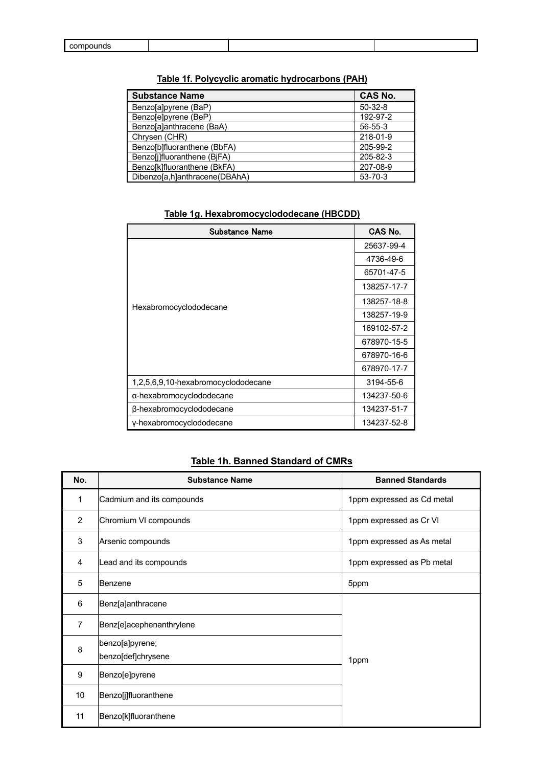| compounds | | | |
|---|---|---|---|

**Table 1f. Polycyclic aromatic hydrocarbons (PAH)**

| Substance Name | CAS No. |
|---|---|
| Benzo[a]pyrene (BaP) | 50-32-8 |
| Benzo[e]pyrene (BeP) | 192-97-2 |
| Benzo[a]anthracene (BaA) | 56-55-3 |
| Chrysen (CHR) | 218-01-9 |
| Benzo[b]fluoranthene (BbFA) | 205-99-2 |
| Benzo[j]fluoranthene (BjFA) | 205-82-3 |
| Benzo[k]fluoranthene (BkFA) | 207-08-9 |
| Dibenzo[a,h]anthracene(DBAhA) | 53-70-3 |

**Table 1g. Hexabromocyclododecane (HBCDD)**

| Substance Name | CAS No. |
|---|---|
| Hexabromocyclododecane | 25637-99-4 |
| | 4736-49-6 |
| | 65701-47-5 |
| | 138257-17-7 |
| | 138257-18-8 |
| | 138257-19-9 |
| | 169102-57-2 |
| | 678970-15-5 |
| | 678970-16-6 |
| | 678970-17-7 |
| 1,2,5,6,9,10-hexabromocyclododecane | 3194-55-6 |
| α-hexabromocyclododecane | 134237-50-6 |
| β-hexabromocyclododecane | 134237-51-7 |
| γ-hexabromocyclododecane | 134237-52-8 |

**Table 1h. Banned Standard of CMRs**

| No. | Substance Name | Banned Standards |
|---|---|---|
| 1 | Cadmium and its compounds | 1ppm expressed as Cd metal |
| 2 | Chromium VI compounds | 1ppm expressed as Cr VI |
| 3 | Arsenic compounds | 1ppm expressed as As metal |
| 4 | Lead and its compounds | 1ppm expressed as Pb metal |
| 5 | Benzene | 5ppm |
| 6 | Benz[a]anthracene | 1ppm |
| 7 | Benz[e]acephenanthrylene | |
| 8 | benzo[a]pyrene; benzo[def]chrysene | |
| 9 | Benzo[e]pyrene | |
| 10 | Benzo[j]fluoranthene | |
| 11 | Benzo[k]fluoranthene | |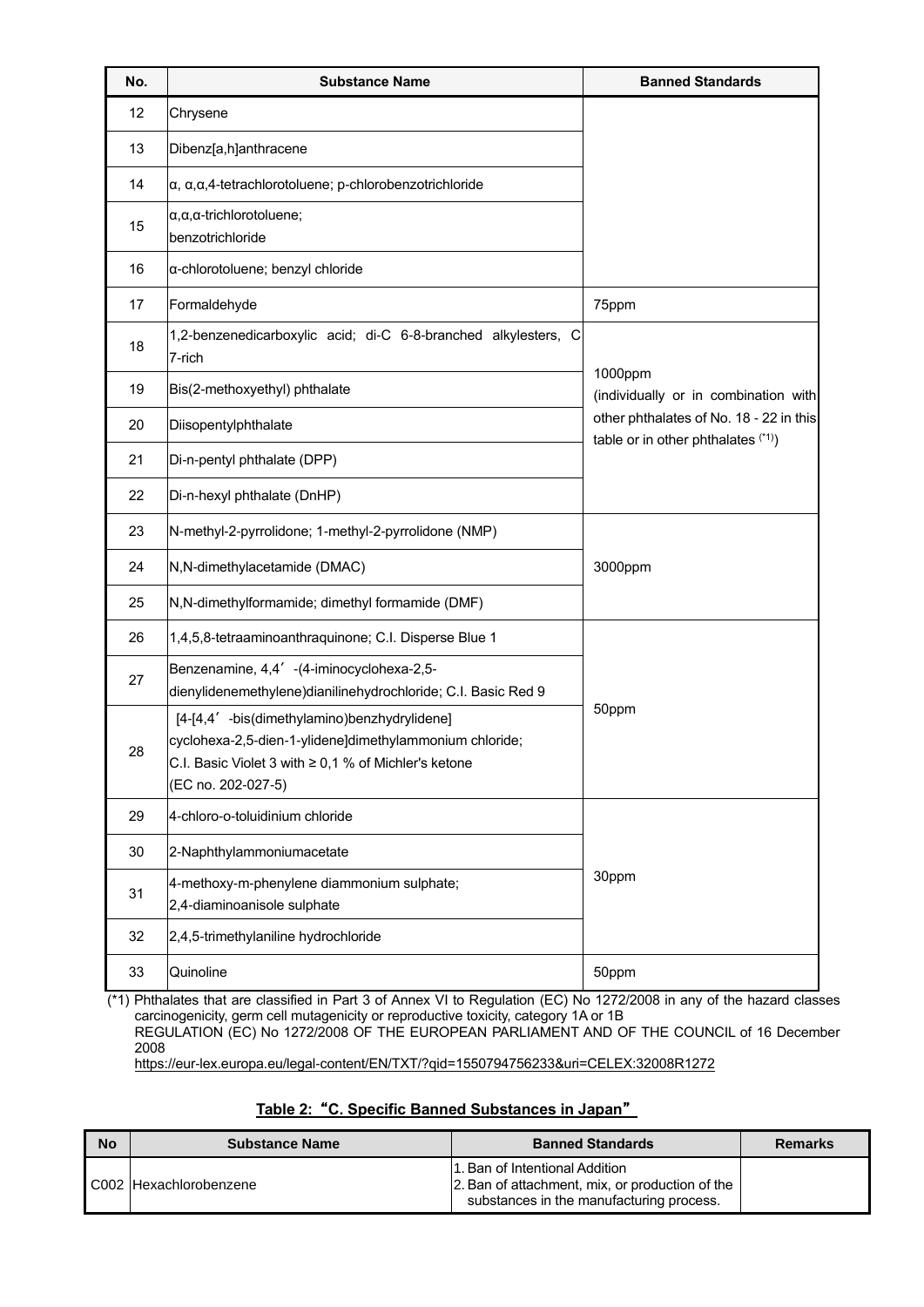| No. | Substance Name | Banned Standards |
| --- | --- | --- |
| 12 | Chrysene | |
| 13 | Dibenz[a,h]anthracene | |
| 14 | α, α,α,4-tetrachlorotoluene; p-chlorobenzotrichloride | |
| 15 | α,α,α-trichlorotoluene; benzotrichloride | |
| 16 | α-chlorotoluene; benzyl chloride | |
| 17 | Formaldehyde | 75ppm |
| 18 | 1,2-benzenedicarboxylic acid; di-C 6-8-branched alkylesters, C 7-rich | 1000ppm (individually or in combination with other phthalates of No. 18 - 22 in this table or in other phthalates (*1)) |
| 19 | Bis(2-methoxyethyl) phthalate | |
| 20 | Diisopentylphthalate | |
| 21 | Di-n-pentyl phthalate (DPP) | |
| 22 | Di-n-hexyl phthalate (DnHP) | |
| 23 | N-methyl-2-pyrrolidone; 1-methyl-2-pyrrolidone (NMP) | 3000ppm |
| 24 | N,N-dimethylacetamide (DMAC) | |
| 25 | N,N-dimethylformamide; dimethyl formamide (DMF) | |
| 26 | 1,4,5,8-tetraaminoanthraquinone; C.I. Disperse Blue 1 | 50ppm |
| 27 | Benzenamine, 4,4’ -(4-iminocyclohexa-2,5-dienylidenemethylene)dianilinehydrochloride; C.I. Basic Red 9 | |
| 28 | [4-[4,4’ -bis(dimethylamino)benzhydrylidene] cyclohexa-2,5-dien-1-ylidene]dimethylammonium chloride; C.I. Basic Violet 3 with ≥ 0,1 % of Michler's ketone (EC no. 202-027-5) | |
| 29 | 4-chloro-o-toluidinium chloride | 30ppm |
| 30 | 2-Naphthylammoniumacetate | |
| 31 | 4-methoxy-m-phenylene diammonium sulphate; 2,4-diaminoanisole sulphate | |
| 32 | 2,4,5-trimethylaniline hydrochloride | |
| 33 | Quinoline | 50ppm |

(*1) Phthalates that are classified in Part 3 of Annex VI to Regulation (EC) No 1272/2008 in any of the hazard classes carcinogenicity, germ cell mutagenicity or reproductive toxicity, category 1A or 1B
REGULATION (EC) No 1272/2008 OF THE EUROPEAN PARLIAMENT AND OF THE COUNCIL of 16 December 2008
https://eur-lex.europa.eu/legal-content/EN/TXT/?qid=1550794756233&uri=CELEX:32008R1272

**Table 2: “C. Specific Banned Substances in Japan”**

| No | Substance Name | Banned Standards | Remarks |
| --- | --- | --- | --- |
| C002 | Hexachlorobenzene | 1. Ban of Intentional Addition<br>2. Ban of attachment, mix, or production of the substances in the manufacturing process. | |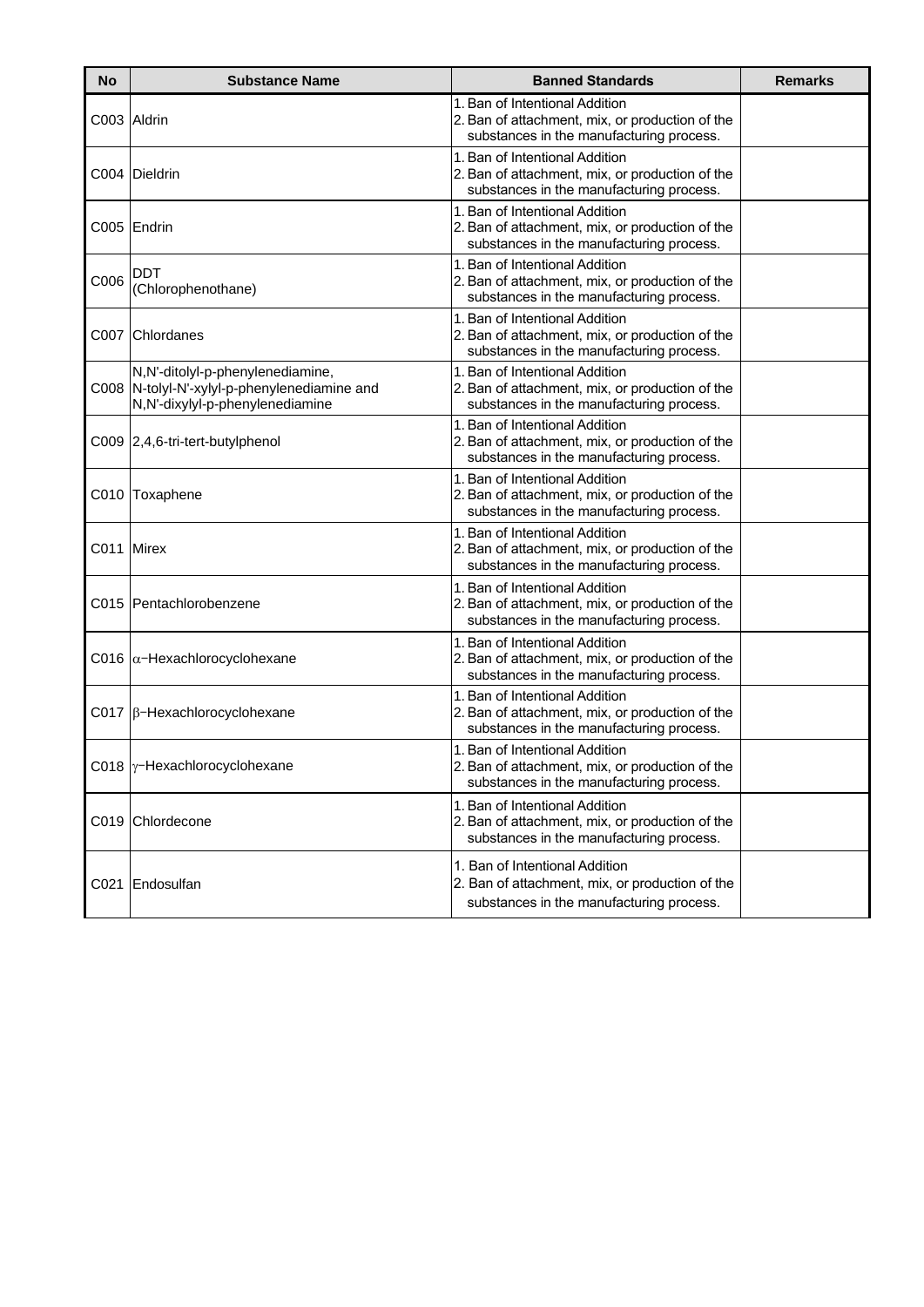| No | Substance Name | Banned Standards | Remarks |
|---|---|---|---|
| C003 | Aldrin | 1. Ban of Intentional Addition<br>2. Ban of attachment, mix, or production of the substances in the manufacturing process. | |
| C004 | Dieldrin | 1. Ban of Intentional Addition<br>2. Ban of attachment, mix, or production of the substances in the manufacturing process. | |
| C005 | Endrin | 1. Ban of Intentional Addition<br>2. Ban of attachment, mix, or production of the substances in the manufacturing process. | |
| C006 | DDT<br>(Chlorophenothane) | 1. Ban of Intentional Addition<br>2. Ban of attachment, mix, or production of the substances in the manufacturing process. | |
| C007 | Chlordanes | 1. Ban of Intentional Addition<br>2. Ban of attachment, mix, or production of the substances in the manufacturing process. | |
| C008 | N,N'-ditolyl-p-phenylenediamine,<br>N-tolyl-N'-xylyl-p-phenylenediamine and<br>N,N'-dixylyl-p-phenylenediamine | 1. Ban of Intentional Addition<br>2. Ban of attachment, mix, or production of the substances in the manufacturing process. | |
| C009 | 2,4,6-tri-tert-butylphenol | 1. Ban of Intentional Addition<br>2. Ban of attachment, mix, or production of the substances in the manufacturing process. | |
| C010 | Toxaphene | 1. Ban of Intentional Addition<br>2. Ban of attachment, mix, or production of the substances in the manufacturing process. | |
| C011 | Mirex | 1. Ban of Intentional Addition<br>2. Ban of attachment, mix, or production of the substances in the manufacturing process. | |
| C015 | Pentachlorobenzene | 1. Ban of Intentional Addition<br>2. Ban of attachment, mix, or production of the substances in the manufacturing process. | |
| C016 | α-Hexachlorocyclohexane | 1. Ban of Intentional Addition<br>2. Ban of attachment, mix, or production of the substances in the manufacturing process. | |
| C017 | β-Hexachlorocyclohexane | 1. Ban of Intentional Addition<br>2. Ban of attachment, mix, or production of the substances in the manufacturing process. | |
| C018 | γ-Hexachlorocyclohexane | 1. Ban of Intentional Addition<br>2. Ban of attachment, mix, or production of the substances in the manufacturing process. | |
| C019 | Chlordecone | 1. Ban of Intentional Addition<br>2. Ban of attachment, mix, or production of the substances in the manufacturing process. | |
| C021 | Endosulfan | 1. Ban of Intentional Addition<br>2. Ban of attachment, mix, or production of the substances in the manufacturing process. | |